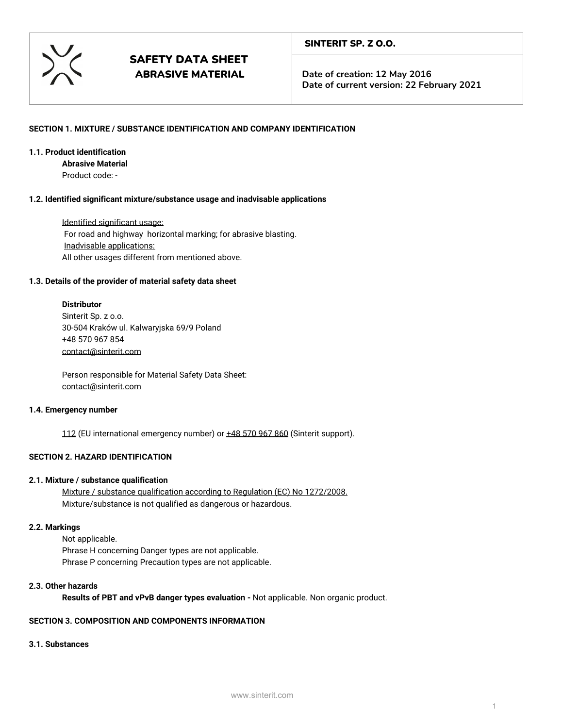| SAFETY DATA SHEET ABRASIVE MATERIAL | SINTERIT SP. Z O.O. |
| --- | --- |
| | Date of creation: 12 May 2016<br>Date of current version: 22 February 2021 |

## SECTION 1. MIXTURE / SUBSTANCE IDENTIFICATION AND COMPANY IDENTIFICATION

### 1.1. Product identification

**Abrasive Material**

Product code: -

### 1.2. Identified significant mixture/substance usage and inadvisable applications

Identified significant usage:

For road and highway horizontal marking; for abrasive blasting.

Inadvisable applications:

All other usages different from mentioned above.

### 1.3. Details of the provider of material safety data sheet

**Distributor**

Sinterit Sp. z o.o.
30-504 Kraków ul. Kalwaryjska 69/9 Poland
+48 570 967 854
contact@sinterit.com

Person responsible for Material Safety Data Sheet:
contact@sinterit.com

### 1.4. Emergency number

112 (EU international emergency number) or +48 570 967 860 (Sinterit support).

## SECTION 2. HAZARD IDENTIFICATION

### 2.1. Mixture / substance qualification

Mixture / substance qualification according to Regulation (EC) No 1272/2008.

Mixture/substance is not qualified as dangerous or hazardous.

### 2.2. Markings

Not applicable.

Phrase H concerning Danger types are not applicable.

Phrase P concerning Precaution types are not applicable.

### 2.3. Other hazards

**Results of PBT and vPvB danger types evaluation -** Not applicable. Non organic product.

## SECTION 3. COMPOSITION AND COMPONENTS INFORMATION

### 3.1. Substances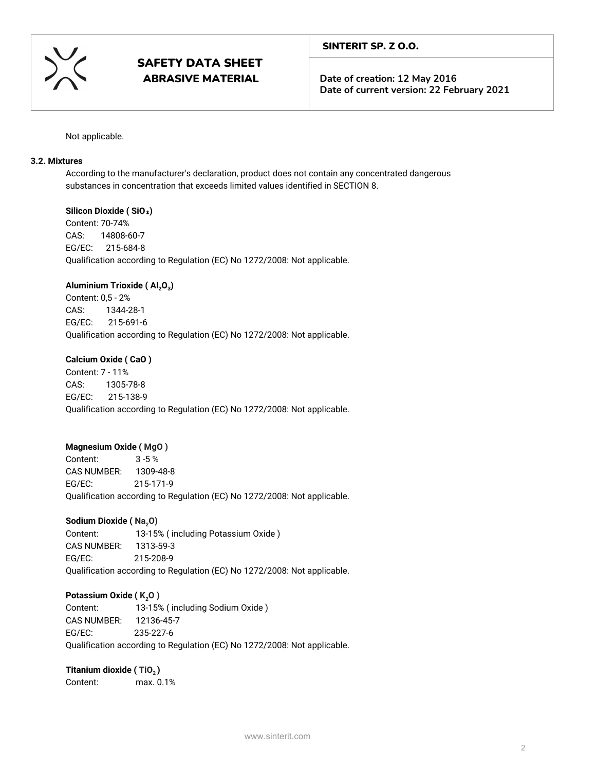Not applicable.

**3.2. Mixtures**

According to the manufacturer's declaration, product does not contain any concentrated dangerous substances in concentration that exceeds limited values identified in SECTION 8.

**Silicon Dioxide ( $SiO_2$)**

Content: 70-74%
CAS: 14808-60-7
EG/EC: 215-684-8
Qualification according to Regulation (EC) No 1272/2008: Not applicable.

**Aluminium Trioxide ( $Al_2O_3$)**

Content: 0,5 - 2%
CAS: 1344-28-1
EG/EC: 215-691-6
Qualification according to Regulation (EC) No 1272/2008: Not applicable.

**Calcium Oxide ( CaO )**

Content: 7 - 11%
CAS: 1305-78-8
EG/EC: 215-138-9
Qualification according to Regulation (EC) No 1272/2008: Not applicable.

**Magnesium Oxide ( MgO )**

Content: 3 -5 %
CAS NUMBER: 1309-48-8
EG/EC: 215-171-9
Qualification according to Regulation (EC) No 1272/2008: Not applicable.

**Sodium Dioxide ( $Na_2O$)**

Content: 13-15% ( including Potassium Oxide )
CAS NUMBER: 1313-59-3
EG/EC: 215-208-9
Qualification according to Regulation (EC) No 1272/2008: Not applicable.

**Potassium Oxide ( $K_2O$ )**

Content: 13-15% ( including Sodium Oxide )
CAS NUMBER: 12136-45-7
EG/EC: 235-227-6
Qualification according to Regulation (EC) No 1272/2008: Not applicable.

**Titanium dioxide ( $TiO_2$ )**

Content: max. 0.1%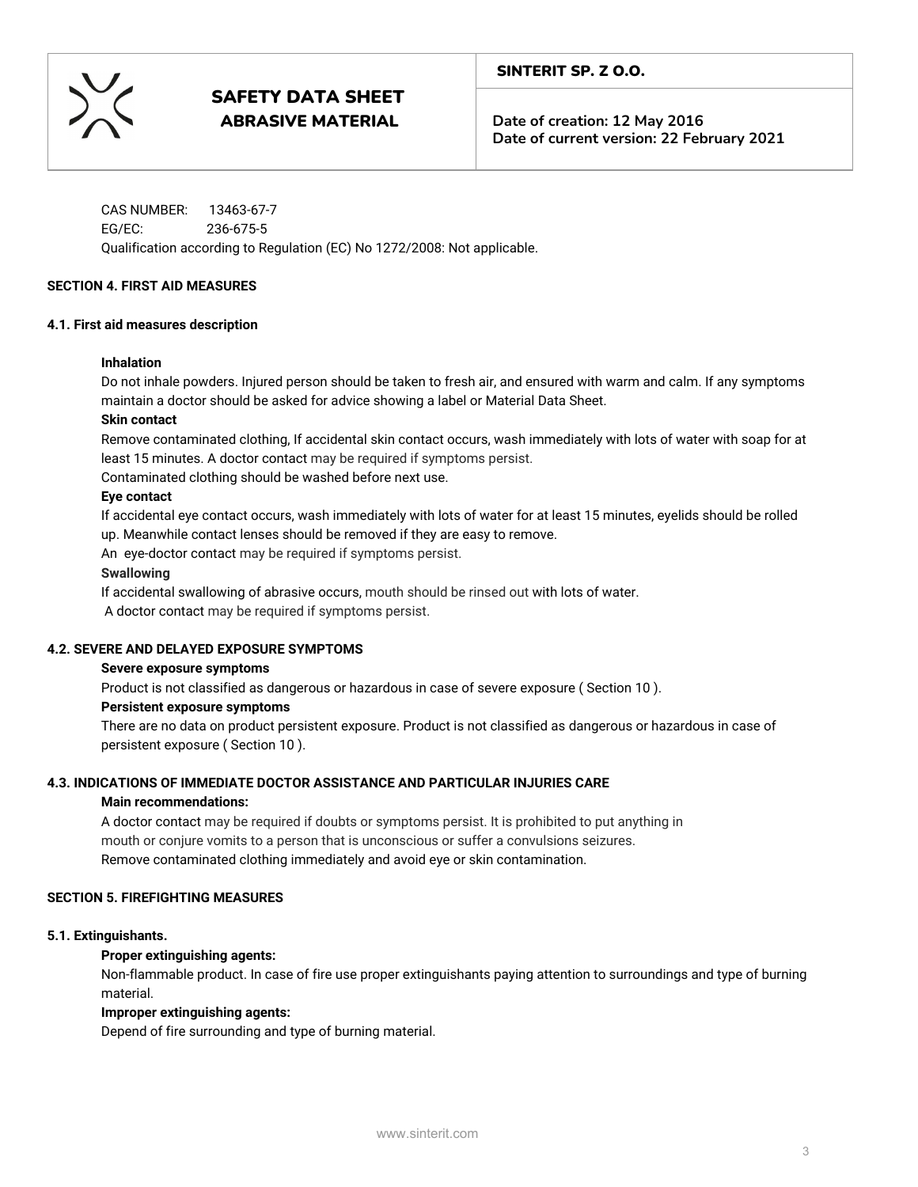CAS NUMBER: 13463-67-7
EG/EC: 236-675-5
Qualification according to Regulation (EC) No 1272/2008: Not applicable.

## SECTION 4. FIRST AID MEASURES

### 4.1. First aid measures description

**Inhalation**

Do not inhale powders. Injured person should be taken to fresh air, and ensured with warm and calm. If any symptoms maintain a doctor should be asked for advice showing a label or Material Data Sheet.

**Skin contact**

Remove contaminated clothing, If accidental skin contact occurs, wash immediately with lots of water with soap for at least 15 minutes. A doctor contact may be required if symptoms persist.

Contaminated clothing should be washed before next use.

**Eye contact**

If accidental eye contact occurs, wash immediately with lots of water for at least 15 minutes, eyelids should be rolled up. Meanwhile contact lenses should be removed if they are easy to remove.

An eye-doctor contact may be required if symptoms persist.

**Swallowing**

If accidental swallowing of abrasive occurs, mouth should be rinsed out with lots of water.

A doctor contact may be required if symptoms persist.

### 4.2. SEVERE AND DELAYED EXPOSURE SYMPTOMS

**Severe exposure symptoms**

Product is not classified as dangerous or hazardous in case of severe exposure ( Section 10 ).

**Persistent exposure symptoms**

There are no data on product persistent exposure. Product is not classified as dangerous or hazardous in case of persistent exposure ( Section 10 ).

### 4.3. INDICATIONS OF IMMEDIATE DOCTOR ASSISTANCE AND PARTICULAR INJURIES CARE

**Main recommendations:**

A doctor contact may be required if doubts or symptoms persist. It is prohibited to put anything in mouth or conjure vomits to a person that is unconscious or suffer a convulsions seizures.
Remove contaminated clothing immediately and avoid eye or skin contamination.

## SECTION 5. FIREFIGHTING MEASURES

### 5.1. Extinguishants.

**Proper extinguishing agents:**

Non-flammable product. In case of fire use proper extinguishants paying attention to surroundings and type of burning material.

**Improper extinguishing agents:**

Depend of fire surrounding and type of burning material.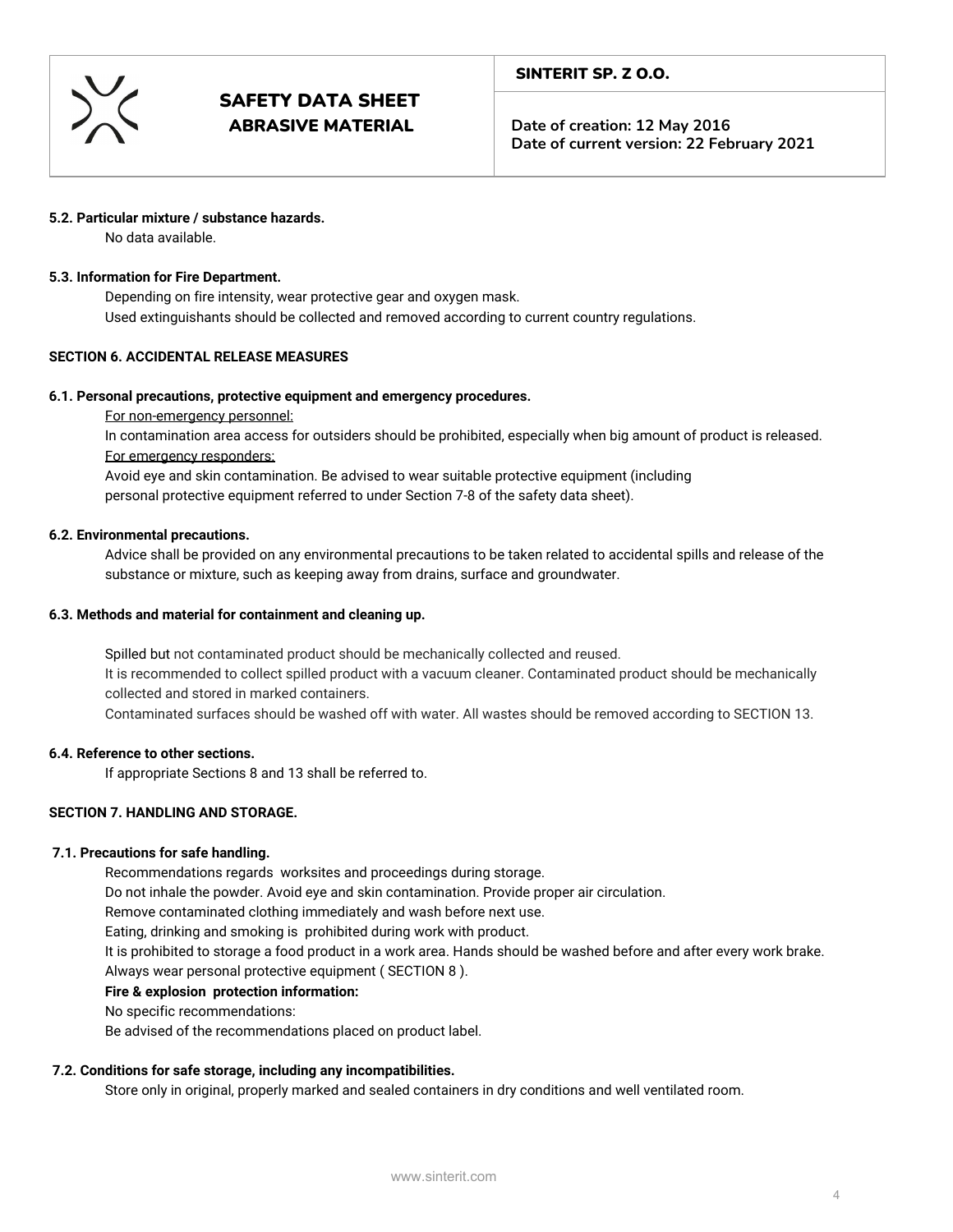#### 5.2. Particular mixture / substance hazards.

No data available.

#### 5.3. Information for Fire Department.

Depending on fire intensity, wear protective gear and oxygen mask.
Used extinguishants should be collected and removed according to current country regulations.

### SECTION 6. ACCIDENTAL RELEASE MEASURES

#### 6.1. Personal precautions, protective equipment and emergency procedures.

For non-emergency personnel:
In contamination area access for outsiders should be prohibited, especially when big amount of product is released.
For emergency responders:
Avoid eye and skin contamination. Be advised to wear suitable protective equipment (including personal protective equipment referred to under Section 7-8 of the safety data sheet).

#### 6.2. Environmental precautions.

Advice shall be provided on any environmental precautions to be taken related to accidental spills and release of the substance or mixture, such as keeping away from drains, surface and groundwater.

#### 6.3. Methods and material for containment and cleaning up.

Spilled but not contaminated product should be mechanically collected and reused.
It is recommended to collect spilled product with a vacuum cleaner. Contaminated product should be mechanically collected and stored in marked containers.
Contaminated surfaces should be washed off with water. All wastes should be removed according to SECTION 13.

#### 6.4. Reference to other sections.

If appropriate Sections 8 and 13 shall be referred to.

### SECTION 7. HANDLING AND STORAGE.

#### 7.1. Precautions for safe handling.

Recommendations regards worksites and proceedings during storage.
Do not inhale the powder. Avoid eye and skin contamination. Provide proper air circulation.
Remove contaminated clothing immediately and wash before next use.
Eating, drinking and smoking is prohibited during work with product.
It is prohibited to storage a food product in a work area. Hands should be washed before and after every work brake.
Always wear personal protective equipment ( SECTION 8 ).
**Fire & explosion protection information:**
No specific recommendations:
Be advised of the recommendations placed on product label.

#### 7.2. Conditions for safe storage, including any incompatibilities.

Store only in original, properly marked and sealed containers in dry conditions and well ventilated room.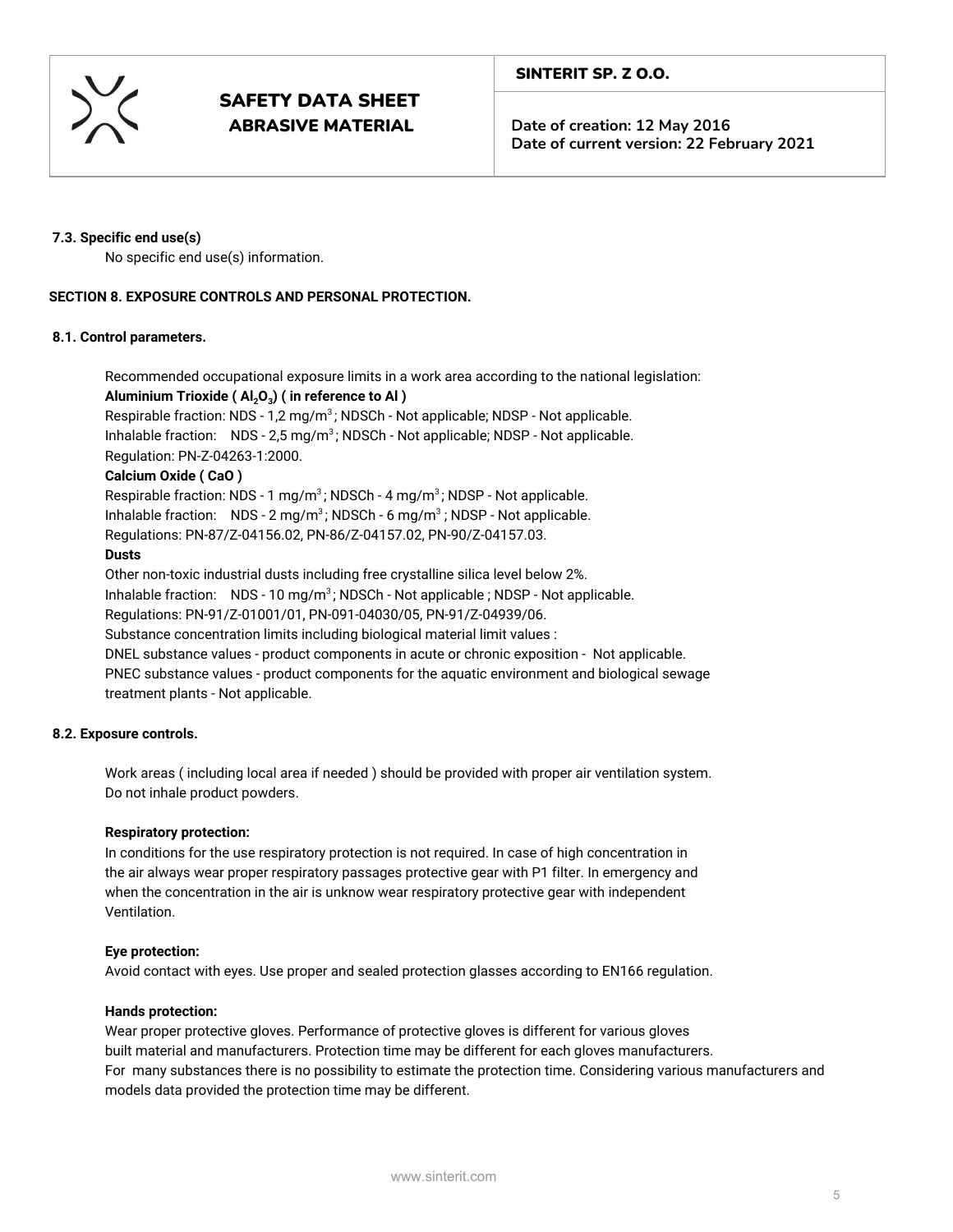**7.3. Specific end use(s)**

No specific end use(s) information.

## SECTION 8. EXPOSURE CONTROLS AND PERSONAL PROTECTION.

**8.1. Control parameters.**

Recommended occupational exposure limits in a work area according to the national legislation:

**Aluminium Trioxide ( $Al_2O_3$) ( in reference to Al )**

Respirable fraction: NDS - 1,2 mg/$m^3$; NDSCh - Not applicable; NDSP - Not applicable.

Inhalable fraction: NDS - 2,5 mg/$m^3$; NDSCh - Not applicable; NDSP - Not applicable.

Regulation: PN-Z-04263-1:2000.

**Calcium Oxide ( CaO )**

Respirable fraction: NDS - 1 mg/$m^3$; NDSCh - 4 mg/$m^3$; NDSP - Not applicable.

Inhalable fraction: NDS - 2 mg/$m^3$; NDSCh - 6 mg/$m^3$; NDSP - Not applicable.

Regulations: PN-87/Z-04156.02, PN-86/Z-04157.02, PN-90/Z-04157.03.

**Dusts**

Other non-toxic industrial dusts including free crystalline silica level below 2%.

Inhalable fraction: NDS - 10 mg/$m^3$; NDSCh - Not applicable ; NDSP - Not applicable.

Regulations: PN-91/Z-01001/01, PN-091-04030/05, PN-91/Z-04939/06.

Substance concentration limits including biological material limit values :

DNEL substance values - product components in acute or chronic exposition - Not applicable.

PNEC substance values - product components for the aquatic environment and biological sewage treatment plants - Not applicable.

**8.2. Exposure controls.**

Work areas ( including local area if needed ) should be provided with proper air ventilation system. Do not inhale product powders.

**Respiratory protection:**

In conditions for the use respiratory protection is not required. In case of high concentration in the air always wear proper respiratory passages protective gear with P1 filter. In emergency and when the concentration in the air is unknow wear respiratory protective gear with independent Ventilation.

**Eye protection:**

Avoid contact with eyes. Use proper and sealed protection glasses according to EN166 regulation.

**Hands protection:**

Wear proper protective gloves. Performance of protective gloves is different for various gloves built material and manufacturers. Protection time may be different for each gloves manufacturers. For many substances there is no possibility to estimate the protection time. Considering various manufacturers and models data provided the protection time may be different.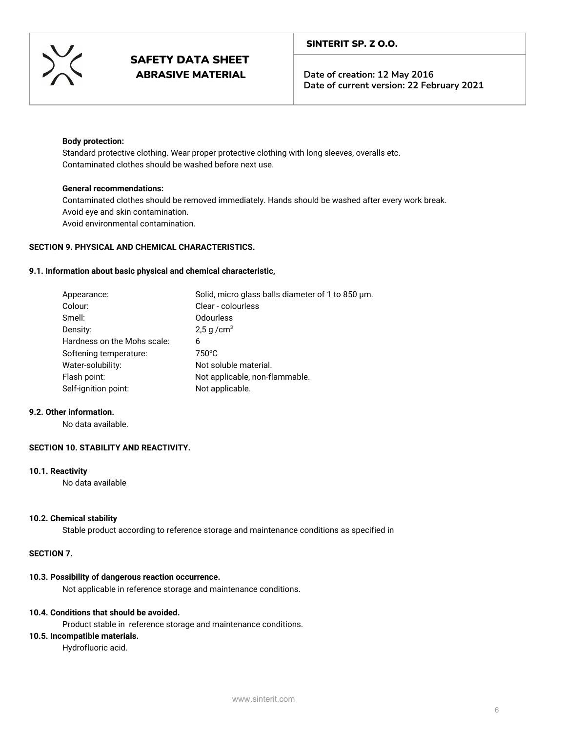**Body protection:**

Standard protective clothing. Wear proper protective clothing with long sleeves, overalls etc.
Contaminated clothes should be washed before next use.

**General recommendations:**

Contaminated clothes should be removed immediately. Hands should be washed after every work break.
Avoid eye and skin contamination.
Avoid environmental contamination.

## SECTION 9. PHYSICAL AND CHEMICAL CHARACTERISTICS.

### 9.1. Information about basic physical and chemical characteristic,

| | |
|---|---|
| Appearance: | Solid, micro glass balls diameter of 1 to 850 µm. |
| Colour: | Clear - colourless |
| Smell: | Odourless |
| Density: | 2,5 g /cm$^3$ |
| Hardness on the Mohs scale: | 6 |
| Softening temperature: | 750°C |
| Water-solubility: | Not soluble material. |
| Flash point: | Not applicable, non-flammable. |
| Self-ignition point: | Not applicable. |

### 9.2. Other information.

No data available.

## SECTION 10. STABILITY AND REACTIVITY.

### 10.1. Reactivity

No data available

### 10.2. Chemical stability

Stable product according to reference storage and maintenance conditions as specified in

**SECTION 7.**

### 10.3. Possibility of dangerous reaction occurrence.

Not applicable in reference storage and maintenance conditions.

### 10.4. Conditions that should be avoided.

Product stable in reference storage and maintenance conditions.

### 10.5. Incompatible materials.

Hydrofluoric acid.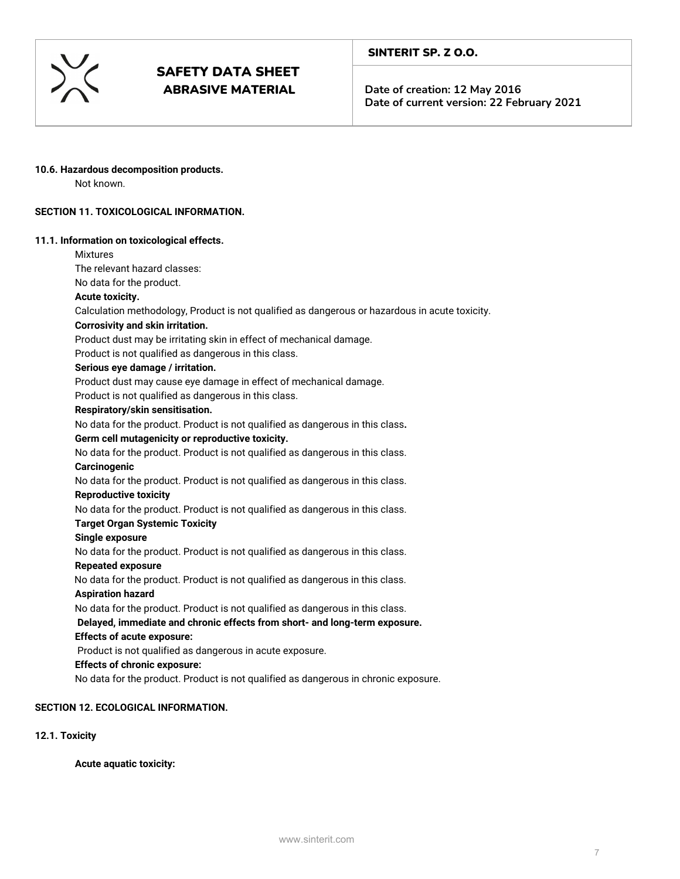**10.6. Hazardous decomposition products.**

Not known.

## SECTION 11. TOXICOLOGICAL INFORMATION.

**11.1. Information on toxicological effects.**

Mixtures

The relevant hazard classes:

No data for the product.

**Acute toxicity.**

Calculation methodology, Product is not qualified as dangerous or hazardous in acute toxicity.

**Corrosivity and skin irritation.**

Product dust may be irritating skin in effect of mechanical damage.

Product is not qualified as dangerous in this class.

**Serious eye damage / irritation.**

Product dust may cause eye damage in effect of mechanical damage.

Product is not qualified as dangerous in this class.

**Respiratory/skin sensitisation.**

No data for the product. Product is not qualified as dangerous in this class.

**Germ cell mutagenicity or reproductive toxicity.**

No data for the product. Product is not qualified as dangerous in this class.

**Carcinogenic**

No data for the product. Product is not qualified as dangerous in this class.

**Reproductive toxicity**

No data for the product. Product is not qualified as dangerous in this class.

**Target Organ Systemic Toxicity**

**Single exposure**

No data for the product. Product is not qualified as dangerous in this class.

**Repeated exposure**

No data for the product. Product is not qualified as dangerous in this class.

**Aspiration hazard**

No data for the product. Product is not qualified as dangerous in this class.

**Delayed, immediate and chronic effects from short- and long-term exposure.**

**Effects of acute exposure:**

Product is not qualified as dangerous in acute exposure.

**Effects of chronic exposure:**

No data for the product. Product is not qualified as dangerous in chronic exposure.

## SECTION 12. ECOLOGICAL INFORMATION.

**12.1. Toxicity**

**Acute aquatic toxicity:**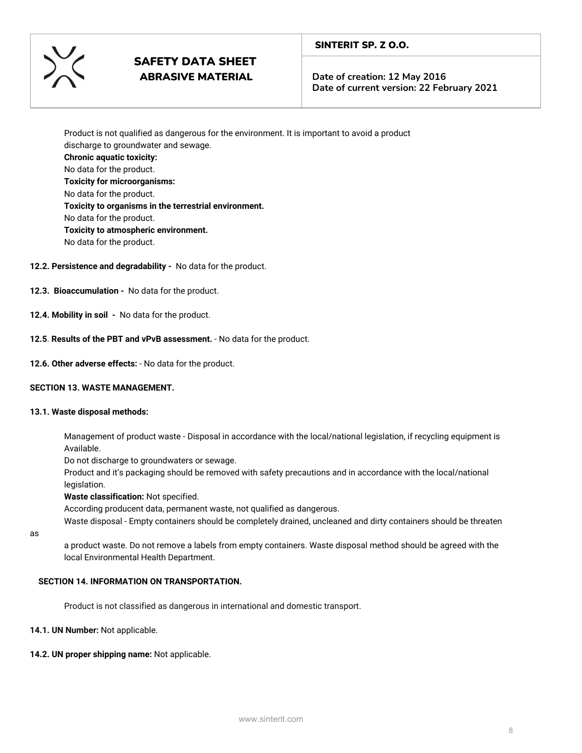Product is not qualified as dangerous for the environment. It is important to avoid a product discharge to groundwater and sewage.

**Chronic aquatic toxicity:**
No data for the product.

**Toxicity for microorganisms:**
No data for the product.

**Toxicity to organisms in the terrestrial environment.**
No data for the product.

**Toxicity to atmospheric environment.**
No data for the product.

**12.2. Persistence and degradability -** No data for the product.

**12.3. Bioaccumulation -** No data for the product.

**12.4. Mobility in soil -** No data for the product.

**12.5**. **Results of the PBT and vPvB assessment.** - No data for the product.

**12.6. Other adverse effects:** - No data for the product.

## SECTION 13. WASTE MANAGEMENT.

**13.1. Waste disposal methods:**

Management of product waste - Disposal in accordance with the local/national legislation, if recycling equipment is Available.

Do not discharge to groundwaters or sewage.

Product and it's packaging should be removed with safety precautions and in accordance with the local/national legislation.

**Waste classification:** Not specified.

According producent data, permanent waste, not qualified as dangerous.

Waste disposal - Empty containers should be completely drained, uncleaned and dirty containers should be threaten as a product waste. Do not remove a labels from empty containers. Waste disposal method should be agreed with the local Environmental Health Department.

## SECTION 14. INFORMATION ON TRANSPORTATION.

Product is not classified as dangerous in international and domestic transport.

**14.1. UN Number:** Not applicable.

**14.2. UN proper shipping name:** Not applicable.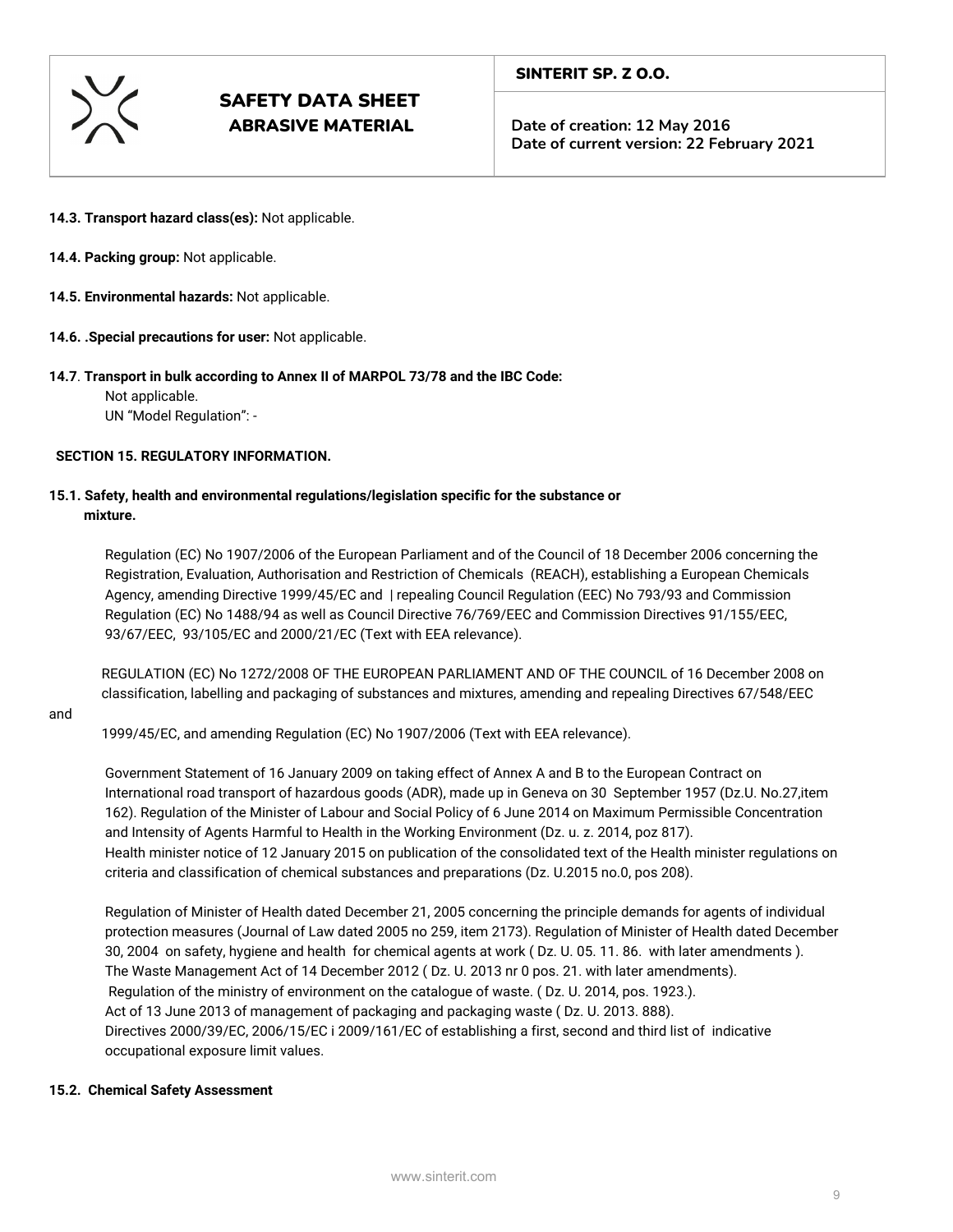**14.3. Transport hazard class(es):** Not applicable.

**14.4. Packing group:** Not applicable.

**14.5. Environmental hazards:** Not applicable.

**14.6. .Special precautions for user:** Not applicable.

**14.7**. **Transport in bulk according to Annex II of MARPOL 73/78 and the IBC Code:**

Not applicable.

UN "Model Regulation": -

## SECTION 15. REGULATORY INFORMATION.

### 15.1. Safety, health and environmental regulations/legislation specific for the substance or mixture.

Regulation (EC) No 1907/2006 of the European Parliament and of the Council of 18 December 2006 concerning the Registration, Evaluation, Authorisation and Restriction of Chemicals (REACH), establishing a European Chemicals Agency, amending Directive 1999/45/EC and | repealing Council Regulation (EEC) No 793/93 and Commission Regulation (EC) No 1488/94 as well as Council Directive 76/769/EEC and Commission Directives 91/155/EEC, 93/67/EEC, 93/105/EC and 2000/21/EC (Text with EEA relevance).

REGULATION (EC) No 1272/2008 OF THE EUROPEAN PARLIAMENT AND OF THE COUNCIL of 16 December 2008 on classification, labelling and packaging of substances and mixtures, amending and repealing Directives 67/548/EEC and 1999/45/EC, and amending Regulation (EC) No 1907/2006 (Text with EEA relevance).

Government Statement of 16 January 2009 on taking effect of Annex A and B to the European Contract on International road transport of hazardous goods (ADR), made up in Geneva on 30 September 1957 (Dz.U. No.27,item 162). Regulation of the Minister of Labour and Social Policy of 6 June 2014 on Maximum Permissible Concentration and Intensity of Agents Harmful to Health in the Working Environment (Dz. u. z. 2014, poz 817).
Health minister notice of 12 January 2015 on publication of the consolidated text of the Health minister regulations on criteria and classification of chemical substances and preparations (Dz. U.2015 no.0, pos 208).

Regulation of Minister of Health dated December 21, 2005 concerning the principle demands for agents of individual protection measures (Journal of Law dated 2005 no 259, item 2173). Regulation of Minister of Health dated December 30, 2004 on safety, hygiene and health for chemical agents at work ( Dz. U. 05. 11. 86. with later amendments ).
The Waste Management Act of 14 December 2012 ( Dz. U. 2013 nr 0 pos. 21. with later amendments).
Regulation of the ministry of environment on the catalogue of waste. ( Dz. U. 2014, pos. 1923.).
Act of 13 June 2013 of management of packaging and packaging waste ( Dz. U. 2013. 888).
Directives 2000/39/EC, 2006/15/EC i 2009/161/EC of establishing a first, second and third list of indicative occupational exposure limit values.

### 15.2. Chemical Safety Assessment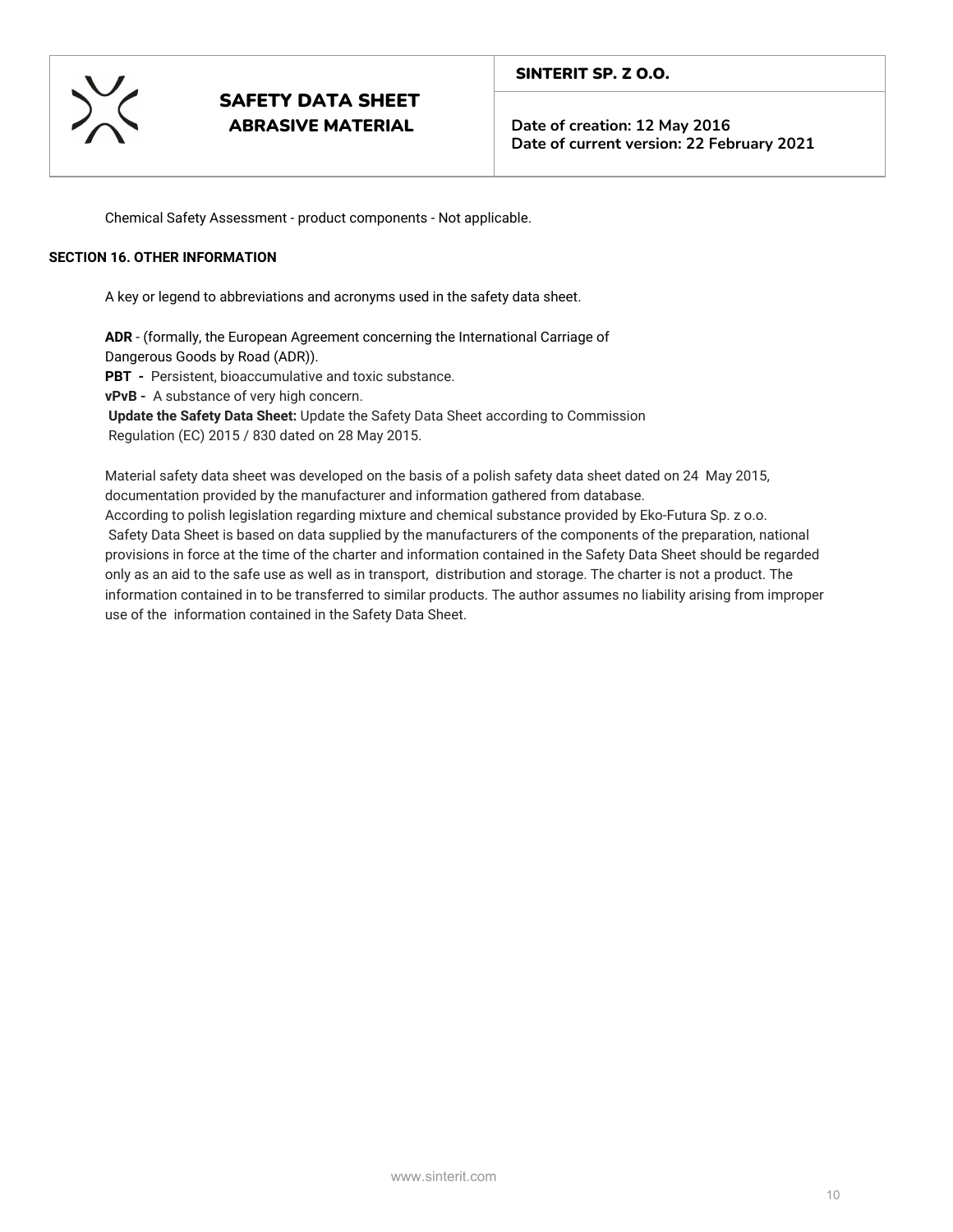Chemical Safety Assessment - product components - Not applicable.

## SECTION 16. OTHER INFORMATION

A key or legend to abbreviations and acronyms used in the safety data sheet.

**ADR** - (formally, the European Agreement concerning the International Carriage of Dangerous Goods by Road (ADR)).
**PBT -** Persistent, bioaccumulative and toxic substance.
**vPvB -** A substance of very high concern.
**Update the Safety Data Sheet:** Update the Safety Data Sheet according to Commission Regulation (EC) 2015 / 830 dated on 28 May 2015.

Material safety data sheet was developed on the basis of a polish safety data sheet dated on 24 May 2015, documentation provided by the manufacturer and information gathered from database.
According to polish legislation regarding mixture and chemical substance provided by Eko-Futura Sp. z o.o.
Safety Data Sheet is based on data supplied by the manufacturers of the components of the preparation, national provisions in force at the time of the charter and information contained in the Safety Data Sheet should be regarded only as an aid to the safe use as well as in transport, distribution and storage. The charter is not a product. The information contained in to be transferred to similar products. The author assumes no liability arising from improper use of the information contained in the Safety Data Sheet.